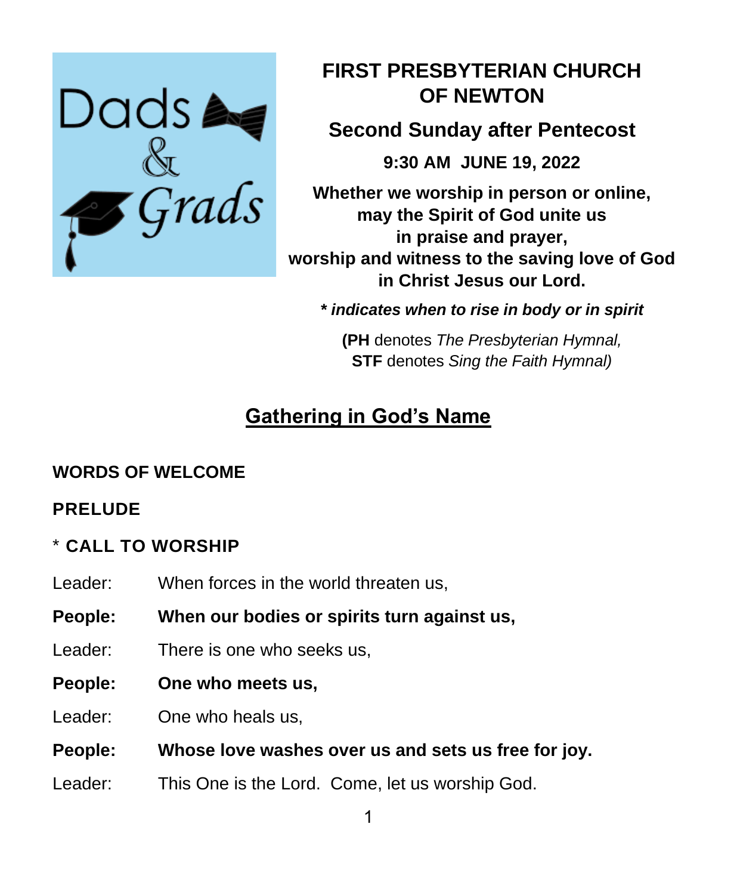Dads & Grads

# FIRST PRESBYTERIAN CHURCH OF NEWTON

## Second Sunday after Pentecost

**9:30 AM JUNE 19, 2022**

**Whether we worship in person or online,
may the Spirit of God unite us
in praise and prayer,
worship and witness to the saving love of God
in Christ Jesus our Lord.**

***\* indicates when to rise in body or in spirit***

**(PH** denotes *The Presbyterian Hymnal,*
**STF** denotes *Sing the Faith Hymnal)*

## Gathering in God's Name

**WORDS OF WELCOME**

**PRELUDE**

\* **CALL TO WORSHIP**

Leader: When forces in the world threaten us,

**People: When our bodies or spirits turn against us,**

Leader: There is one who seeks us,

**People: One who meets us,**

Leader: One who heals us,

**People: Whose love washes over us and sets us free for joy.**

Leader: This One is the Lord. Come, let us worship God.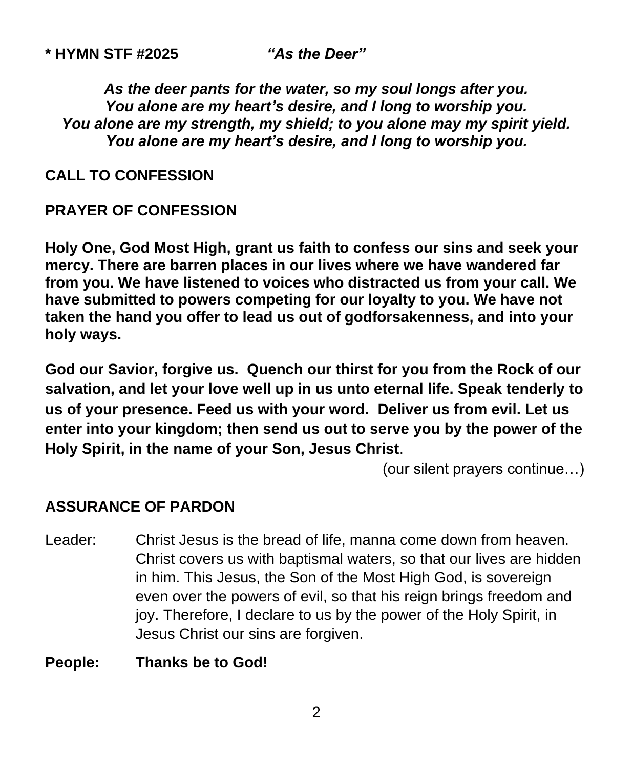**\* HYMN STF #2025** ***"As the Deer"***

***As the deer pants for the water, so my soul longs after you.***
***You alone are my heart's desire, and I long to worship you.***
***You alone are my strength, my shield; to you alone may my spirit yield.***
***You alone are my heart's desire, and I long to worship you.***

**CALL TO CONFESSION**

**PRAYER OF CONFESSION**

**Holy One, God Most High, grant us faith to confess our sins and seek your mercy. There are barren places in our lives where we have wandered far from you. We have listened to voices who distracted us from your call. We have submitted to powers competing for our loyalty to you. We have not taken the hand you offer to lead us out of godforsakenness, and into your holy ways.**

**God our Savior, forgive us. Quench our thirst for you from the Rock of our salvation, and let your love well up in us unto eternal life. Speak tenderly to us of your presence. Feed us with your word. Deliver us from evil. Let us enter into your kingdom; then send us out to serve you by the power of the Holy Spirit, in the name of your Son, Jesus Christ**.

(our silent prayers continue…)

**ASSURANCE OF PARDON**

Leader: Christ Jesus is the bread of life, manna come down from heaven. Christ covers us with baptismal waters, so that our lives are hidden in him. This Jesus, the Son of the Most High God, is sovereign even over the powers of evil, so that his reign brings freedom and joy. Therefore, I declare to us by the power of the Holy Spirit, in Jesus Christ our sins are forgiven.

**People: Thanks be to God!**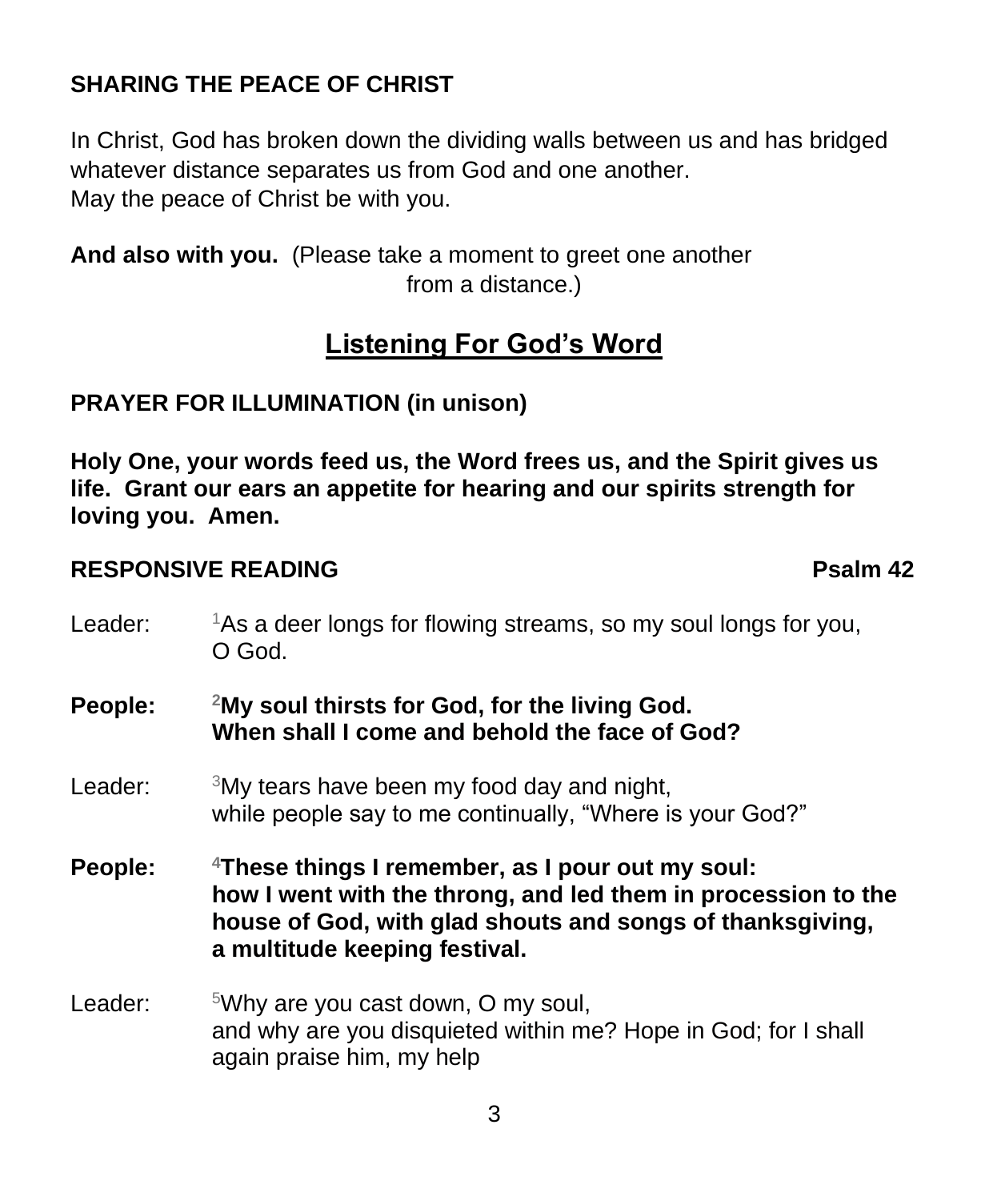**SHARING THE PEACE OF CHRIST**

In Christ, God has broken down the dividing walls between us and has bridged whatever distance separates us from God and one another.
May the peace of Christ be with you.

**And also with you.** (Please take a moment to greet one another from a distance.)

## Listening For God's Word

**PRAYER FOR ILLUMINATION (in unison)**

**Holy One, your words feed us, the Word frees us, and the Spirit gives us life. Grant our ears an appetite for hearing and our spirits strength for loving you. Amen.**

**RESPONSIVE READING** **Psalm 42**

Leader: [1]As a deer longs for flowing streams, so my soul longs for you, O God.

**People: [2]My soul thirsts for God, for the living God. When shall I come and behold the face of God?**

Leader: [3]My tears have been my food day and night, while people say to me continually, "Where is your God?"

**People: [4]These things I remember, as I pour out my soul: how I went with the throng, and led them in procession to the house of God, with glad shouts and songs of thanksgiving, a multitude keeping festival.**

Leader: [5]Why are you cast down, O my soul, and why are you disquieted within me? Hope in God; for I shall again praise him, my help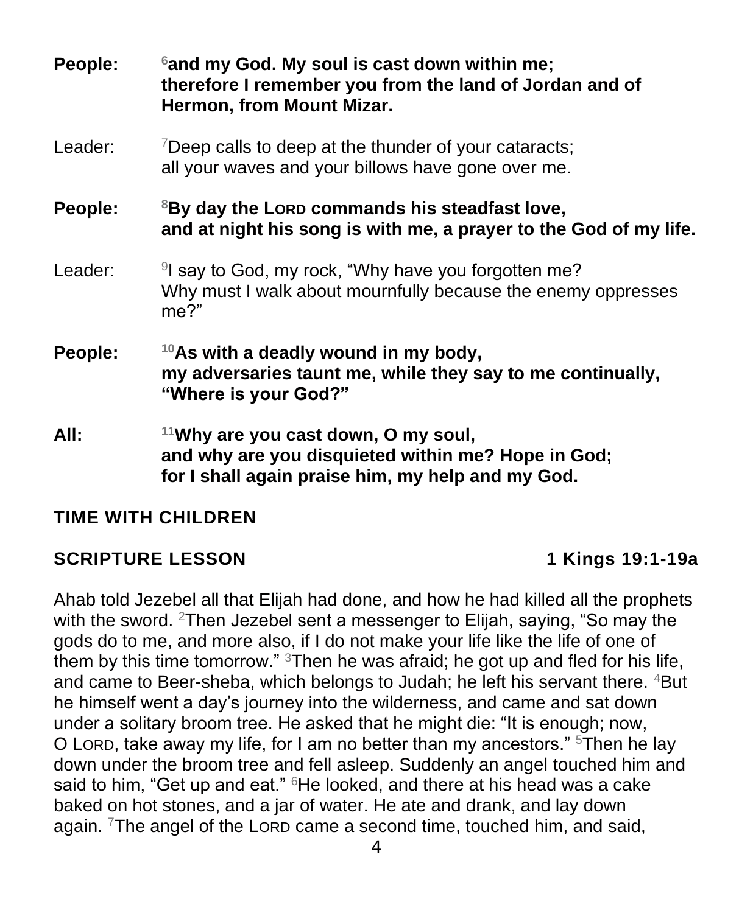**People:** **[6]and my God. My soul is cast down within me;**
**therefore I remember you from the land of Jordan and of Hermon, from Mount Mizar.**

Leader: [7]Deep calls to deep at the thunder of your cataracts;
all your waves and your billows have gone over me.

**People:** **[8]By day the LORD commands his steadfast love,**
**and at night his song is with me, a prayer to the God of my life.**

Leader: [9]I say to God, my rock, "Why have you forgotten me?
Why must I walk about mournfully because the enemy oppresses me?"

**People:** **[10]As with a deadly wound in my body,**
**my adversaries taunt me, while they say to me continually, "Where is your God?"**

**All:** **[11]Why are you cast down, O my soul,**
**and why are you disquieted within me? Hope in God;**
**for I shall again praise him, my help and my God.**

## TIME WITH CHILDREN

## SCRIPTURE LESSON 1 Kings 19:1-19a

Ahab told Jezebel all that Elijah had done, and how he had killed all the prophets with the sword. [2]Then Jezebel sent a messenger to Elijah, saying, "So may the gods do to me, and more also, if I do not make your life like the life of one of them by this time tomorrow." [3]Then he was afraid; he got up and fled for his life, and came to Beer-sheba, which belongs to Judah; he left his servant there. [4]But he himself went a day's journey into the wilderness, and came and sat down under a solitary broom tree. He asked that he might die: "It is enough; now, O LORD, take away my life, for I am no better than my ancestors." [5]Then he lay down under the broom tree and fell asleep. Suddenly an angel touched him and said to him, "Get up and eat." [6]He looked, and there at his head was a cake baked on hot stones, and a jar of water. He ate and drank, and lay down again. [7]The angel of the LORD came a second time, touched him, and said,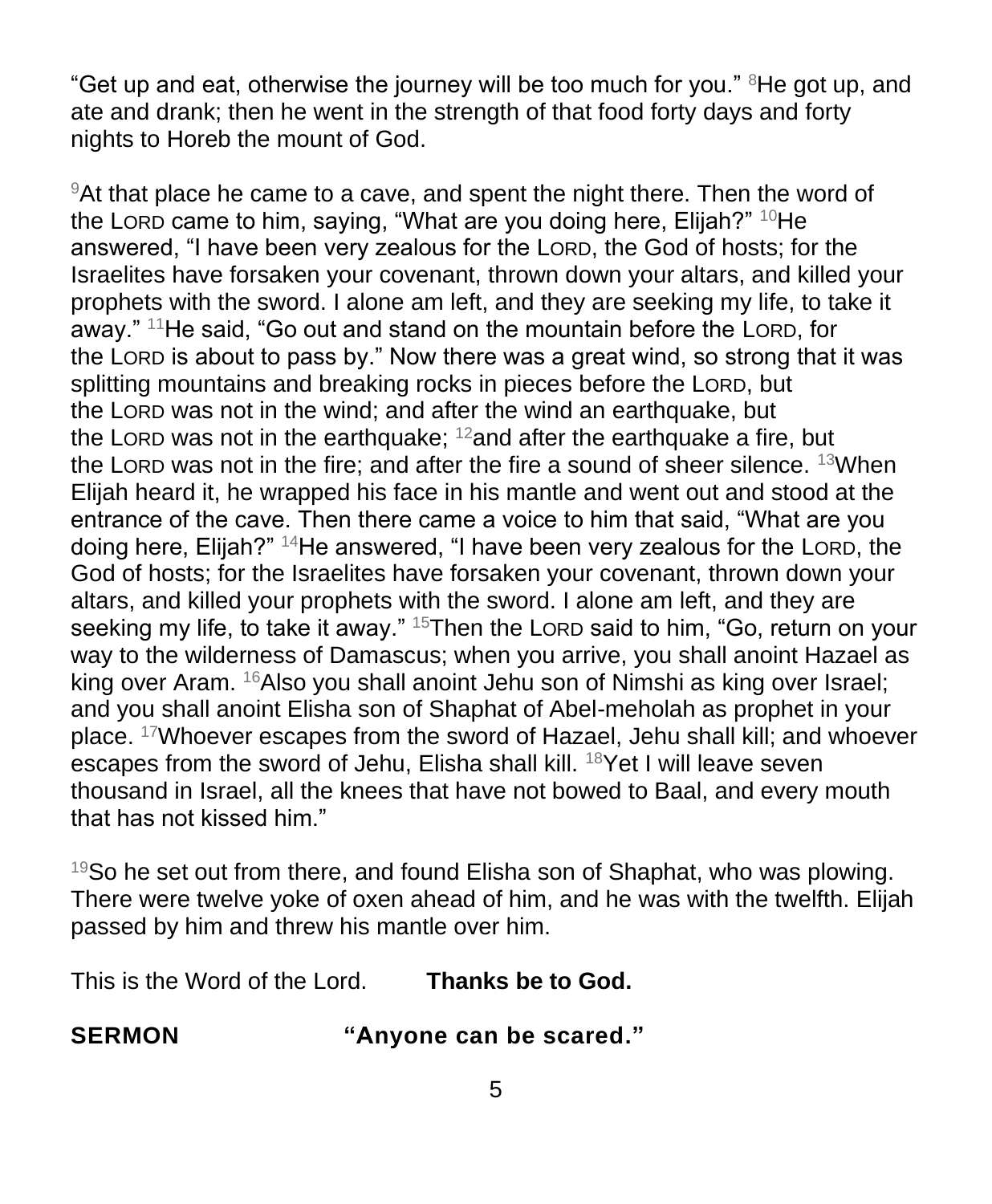"Get up and eat, otherwise the journey will be too much for you." [8]He got up, and ate and drank; then he went in the strength of that food forty days and forty nights to Horeb the mount of God.

[9]At that place he came to a cave, and spent the night there. Then the word of the LORD came to him, saying, "What are you doing here, Elijah?" [10]He answered, "I have been very zealous for the LORD, the God of hosts; for the Israelites have forsaken your covenant, thrown down your altars, and killed your prophets with the sword. I alone am left, and they are seeking my life, to take it away." [11]He said, "Go out and stand on the mountain before the LORD, for the LORD is about to pass by." Now there was a great wind, so strong that it was splitting mountains and breaking rocks in pieces before the LORD, but the LORD was not in the wind; and after the wind an earthquake, but the LORD was not in the earthquake; [12]and after the earthquake a fire, but the LORD was not in the fire; and after the fire a sound of sheer silence. [13]When Elijah heard it, he wrapped his face in his mantle and went out and stood at the entrance of the cave. Then there came a voice to him that said, "What are you doing here, Elijah?" [14]He answered, "I have been very zealous for the LORD, the God of hosts; for the Israelites have forsaken your covenant, thrown down your altars, and killed your prophets with the sword. I alone am left, and they are seeking my life, to take it away." [15]Then the LORD said to him, "Go, return on your way to the wilderness of Damascus; when you arrive, you shall anoint Hazael as king over Aram. [16]Also you shall anoint Jehu son of Nimshi as king over Israel; and you shall anoint Elisha son of Shaphat of Abel-meholah as prophet in your place. [17]Whoever escapes from the sword of Hazael, Jehu shall kill; and whoever escapes from the sword of Jehu, Elisha shall kill. [18]Yet I will leave seven thousand in Israel, all the knees that have not bowed to Baal, and every mouth that has not kissed him."

[19]So he set out from there, and found Elisha son of Shaphat, who was plowing. There were twelve yoke of oxen ahead of him, and he was with the twelfth. Elijah passed by him and threw his mantle over him.

This is the Word of the Lord. **Thanks be to God.**

**SERMON "Anyone can be scared."**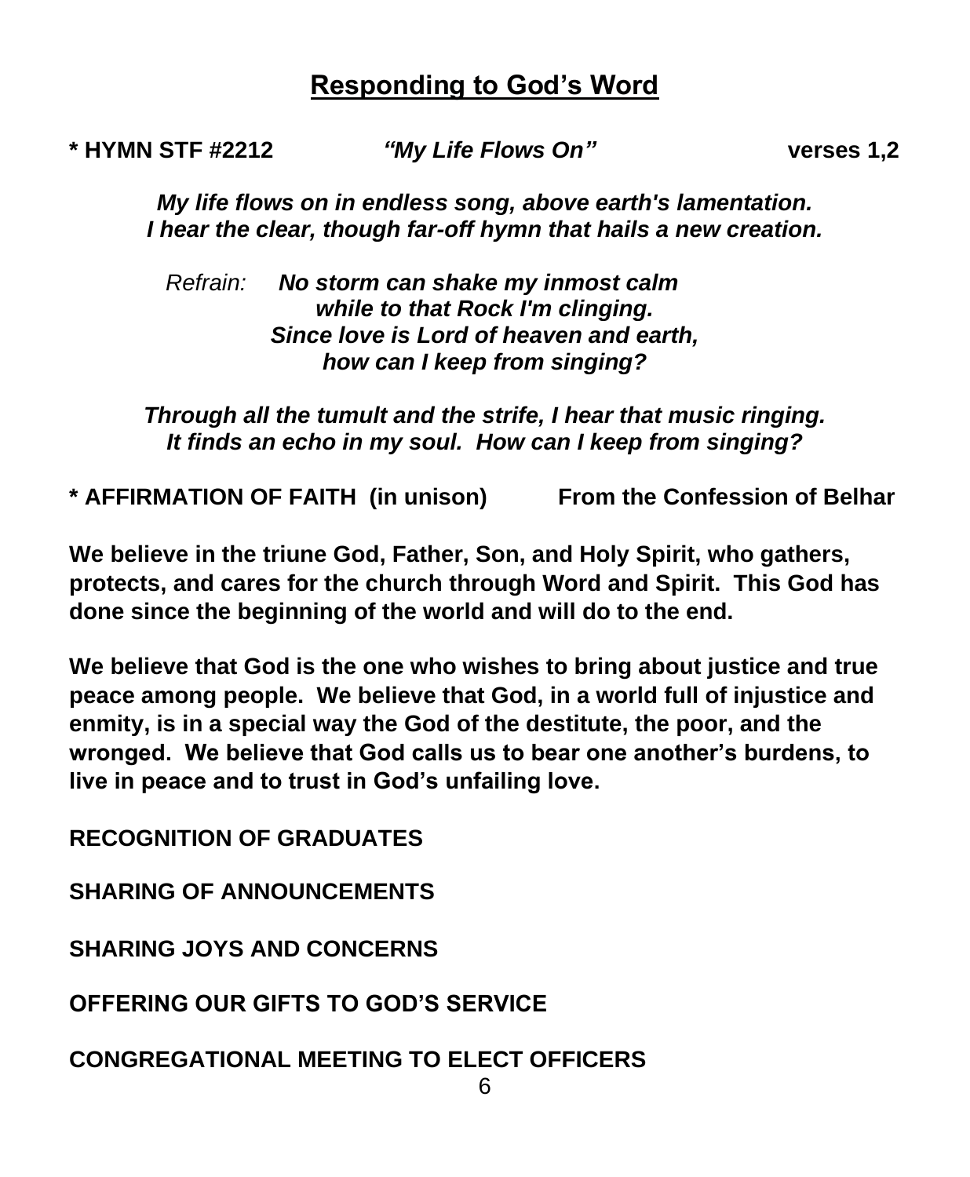## Responding to God's Word

**\* HYMN STF #2212** ***"My Life Flows On"*** **verses 1,2**

***My life flows on in endless song, above earth's lamentation.***
***I hear the clear, though far-off hymn that hails a new creation.***

*Refrain:* ***No storm can shake my inmost calm***
***while to that Rock I'm clinging.***
***Since love is Lord of heaven and earth,***
***how can I keep from singing?***

***Through all the tumult and the strife, I hear that music ringing.***
***It finds an echo in my soul. How can I keep from singing?***

**\* AFFIRMATION OF FAITH (in unison)** **From the Confession of Belhar**

**We believe in the triune God, Father, Son, and Holy Spirit, who gathers, protects, and cares for the church through Word and Spirit. This God has done since the beginning of the world and will do to the end.**

**We believe that God is the one who wishes to bring about justice and true peace among people. We believe that God, in a world full of injustice and enmity, is in a special way the God of the destitute, the poor, and the wronged. We believe that God calls us to bear one another's burdens, to live in peace and to trust in God's unfailing love.**

**RECOGNITION OF GRADUATES**

**SHARING OF ANNOUNCEMENTS**

**SHARING JOYS AND CONCERNS**

**OFFERING OUR GIFTS TO GOD'S SERVICE**

**CONGREGATIONAL MEETING TO ELECT OFFICERS**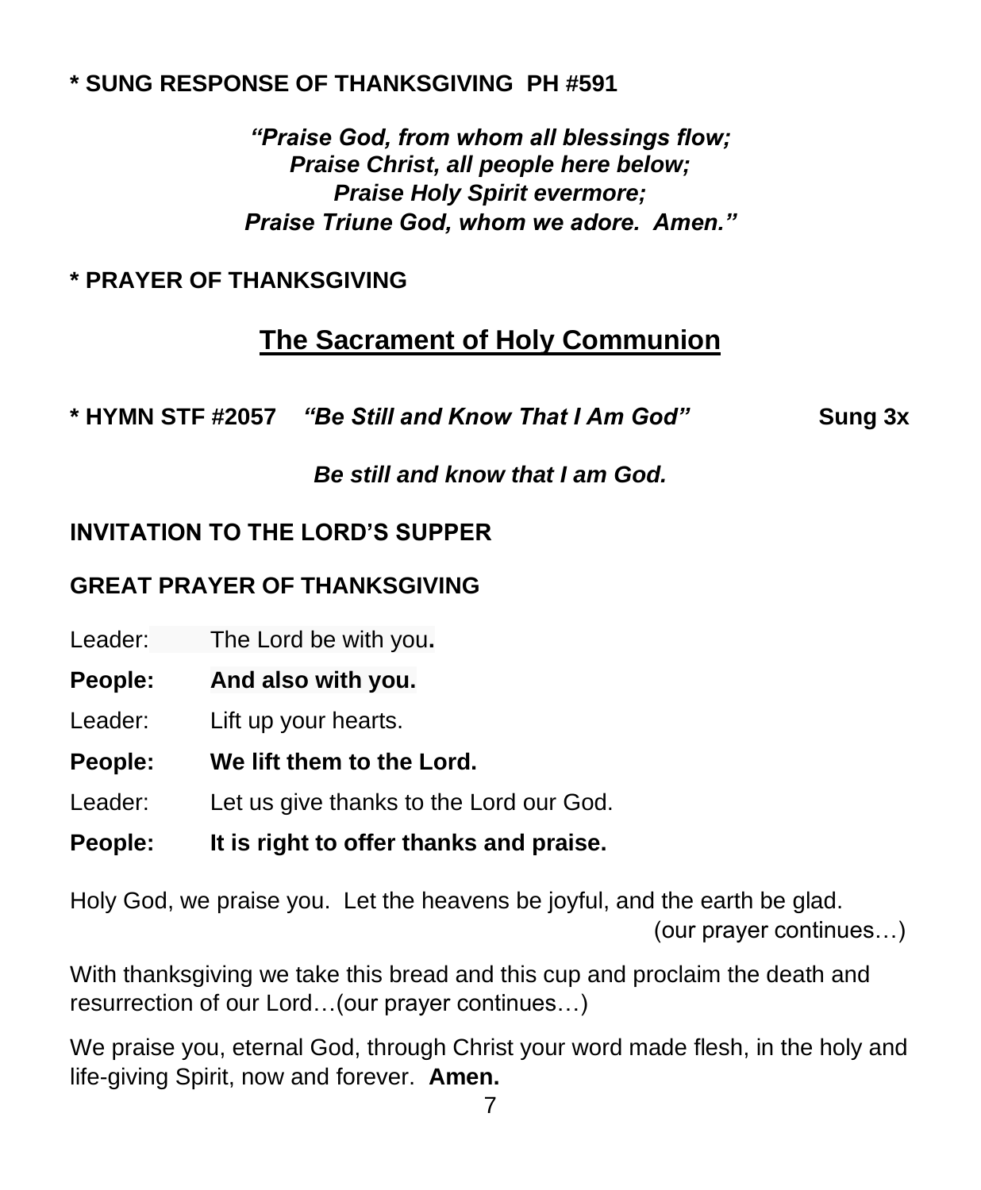**\* SUNG RESPONSE OF THANKSGIVING PH #591**

***"Praise God, from whom all blessings flow;***
***Praise Christ, all people here below;***
***Praise Holy Spirit evermore;***
***Praise Triune God, whom we adore. Amen."***

**\* PRAYER OF THANKSGIVING**

## The Sacrament of Holy Communion

**\* HYMN STF #2057** ***"Be Still and Know That I Am God"*** **Sung 3x**

***Be still and know that I am God.***

**INVITATION TO THE LORD'S SUPPER**

**GREAT PRAYER OF THANKSGIVING**

Leader: The Lord be with you.

**People: And also with you.**

Leader: Lift up your hearts.

**People: We lift them to the Lord.**

Leader: Let us give thanks to the Lord our God.

**People: It is right to offer thanks and praise.**

Holy God, we praise you. Let the heavens be joyful, and the earth be glad.
(our prayer continues…)

With thanksgiving we take this bread and this cup and proclaim the death and resurrection of our Lord…(our prayer continues…)

We praise you, eternal God, through Christ your word made flesh, in the holy and life-giving Spirit, now and forever. **Amen.**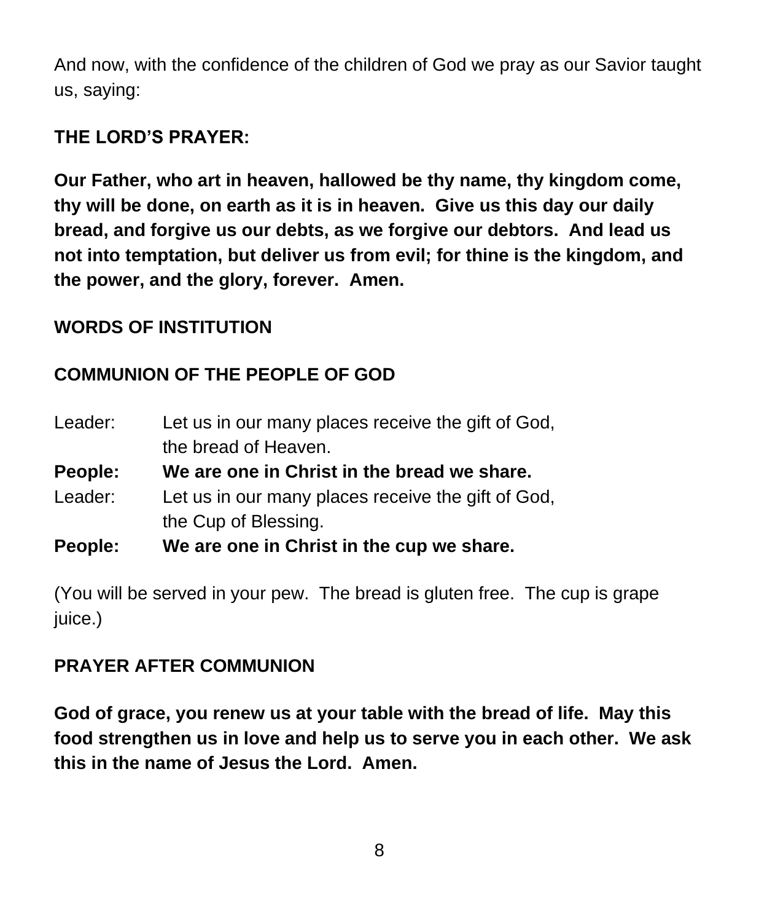And now, with the confidence of the children of God we pray as our Savior taught us, saying:

**THE LORD'S PRAYER:**

**Our Father, who art in heaven, hallowed be thy name, thy kingdom come, thy will be done, on earth as it is in heaven.  Give us this day our daily bread, and forgive us our debts, as we forgive our debtors.  And lead us not into temptation, but deliver us from evil; for thine is the kingdom, and the power, and the glory, forever.  Amen.**

**WORDS OF INSTITUTION**

**COMMUNION OF THE PEOPLE OF GOD**

Leader: Let us in our many places receive the gift of God, the bread of Heaven.
**People: We are one in Christ in the bread we share.**
Leader: Let us in our many places receive the gift of God, the Cup of Blessing.
**People: We are one in Christ in the cup we share.**

(You will be served in your pew.  The bread is gluten free.  The cup is grape juice.)

**PRAYER AFTER COMMUNION**

**God of grace, you renew us at your table with the bread of life.  May this food strengthen us in love and help us to serve you in each other.  We ask this in the name of Jesus the Lord.  Amen.**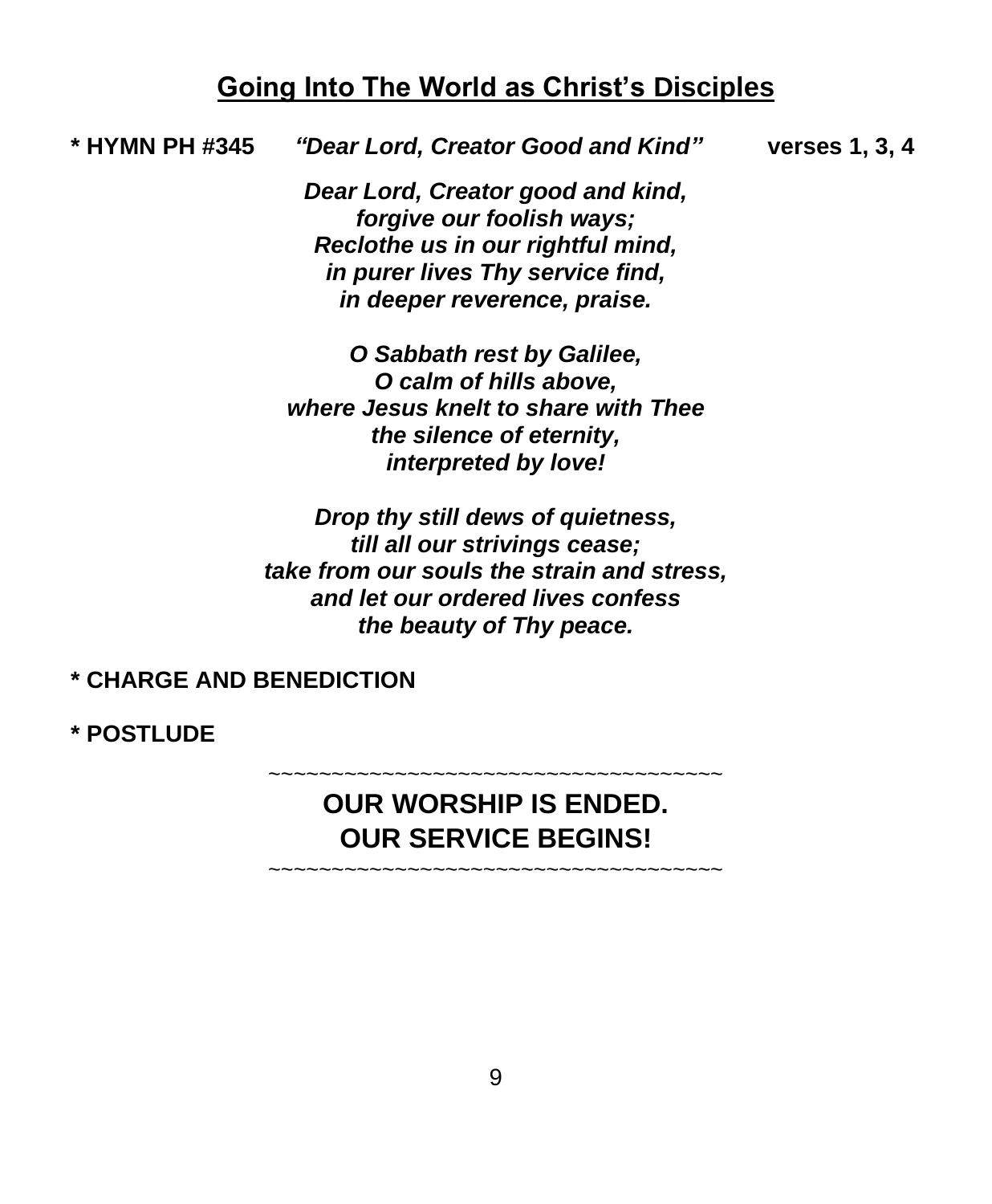## Going Into The World as Christ's Disciples

**\* HYMN PH #345** ***"Dear Lord, Creator Good and Kind"*** **verses 1, 3, 4**

***Dear Lord, Creator good and kind,***
***forgive our foolish ways;***
***Reclothe us in our rightful mind,***
***in purer lives Thy service find,***
***in deeper reverence, praise.***

***O Sabbath rest by Galilee,***
***O calm of hills above,***
***where Jesus knelt to share with Thee***
***the silence of eternity,***
***interpreted by love!***

***Drop thy still dews of quietness,***
***till all our strivings cease;***
***take from our souls the strain and stress,***
***and let our ordered lives confess***
***the beauty of Thy peace.***

**\* CHARGE AND BENEDICTION**

**\* POSTLUDE**

~~~~~~~~~~~~~~~~~~~~~~~~~~~~~~~~~~~~~~~~

**OUR WORSHIP IS ENDED.**
**OUR SERVICE BEGINS!**

~~~~~~~~~~~~~~~~~~~~~~~~~~~~~~~~~~~~~~~~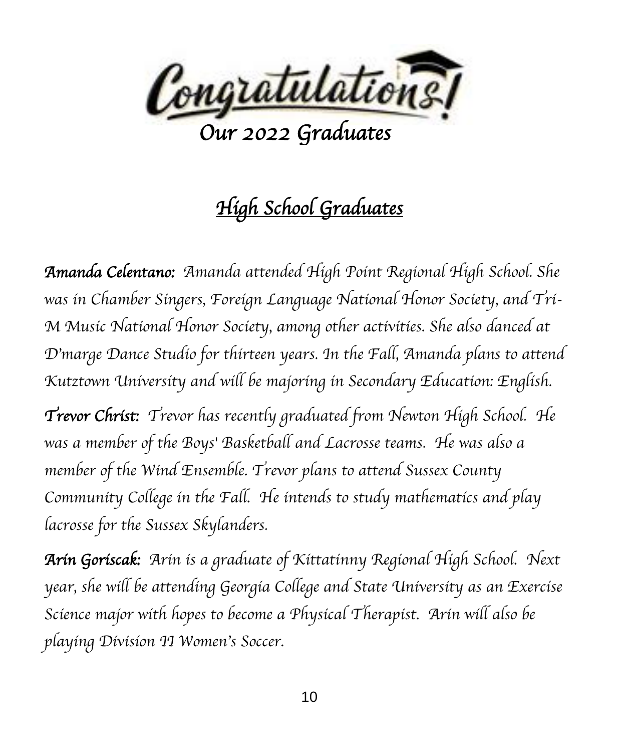# Congratulations!

## Our 2022 Graduates

## High School Graduates

***Amanda Celentano:*** *Amanda attended High Point Regional High School. She was in Chamber Singers, Foreign Language National Honor Society, and Tri-M Music National Honor Society, among other activities. She also danced at D'marge Dance Studio for thirteen years. In the Fall, Amanda plans to attend Kutztown University and will be majoring in Secondary Education: English.*

***Trevor Christ:*** *Trevor has recently graduated from Newton High School. He was a member of the Boys' Basketball and Lacrosse teams. He was also a member of the Wind Ensemble. Trevor plans to attend Sussex County Community College in the Fall. He intends to study mathematics and play lacrosse for the Sussex Skylanders.*

***Arin Goriscak:*** *Arin is a graduate of Kittatinny Regional High School. Next year, she will be attending Georgia College and State University as an Exercise Science major with hopes to become a Physical Therapist. Arin will also be playing Division II Women's Soccer.*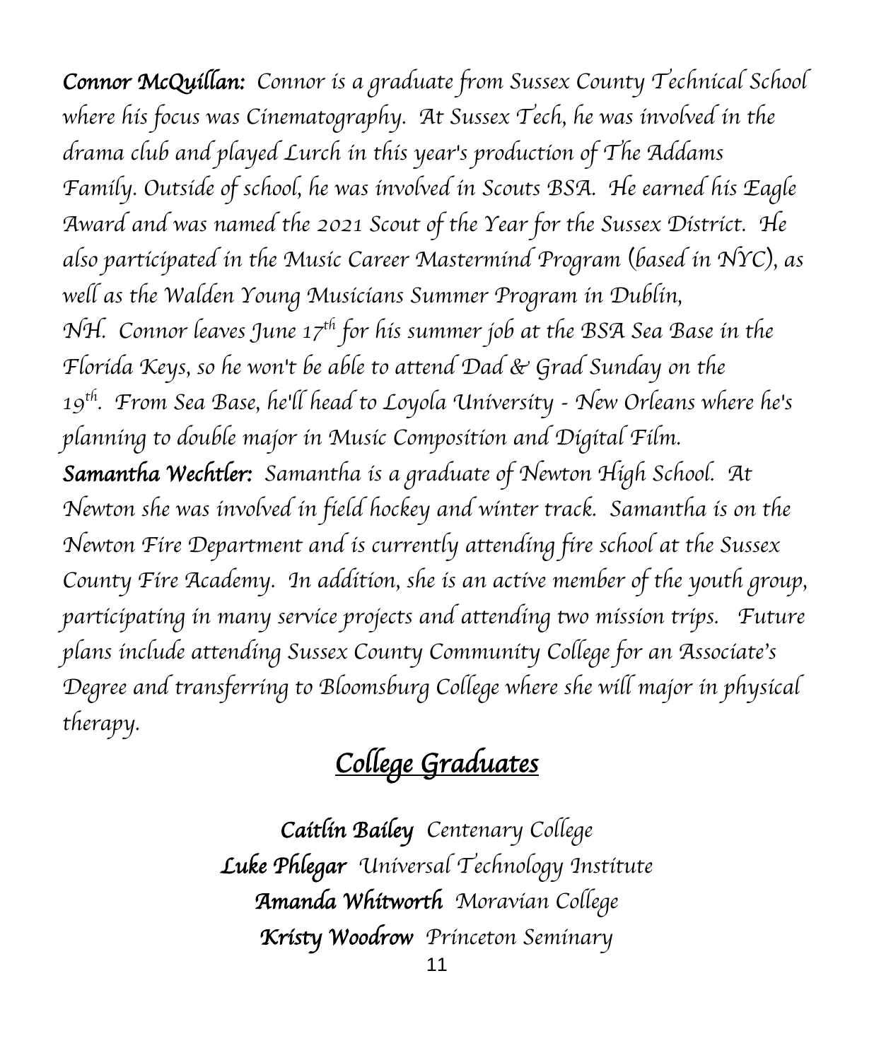***Connor McQuillan:*** *Connor is a graduate from Sussex County Technical School where his focus was Cinematography. At Sussex Tech, he was involved in the drama club and played Lurch in this year's production of The Addams Family. Outside of school, he was involved in Scouts BSA. He earned his Eagle Award and was named the 2021 Scout of the Year for the Sussex District. He also participated in the Music Career Mastermind Program (based in NYC), as well as the Walden Young Musicians Summer Program in Dublin, NH. Connor leaves June 17th for his summer job at the BSA Sea Base in the Florida Keys, so he won't be able to attend Dad & Grad Sunday on the 19th. From Sea Base, he'll head to Loyola University - New Orleans where he's planning to double major in Music Composition and Digital Film.*

***Samantha Wechtler:*** *Samantha is a graduate of Newton High School. At Newton she was involved in field hockey and winter track. Samantha is on the Newton Fire Department and is currently attending fire school at the Sussex County Fire Academy. In addition, she is an active member of the youth group, participating in many service projects and attending two mission trips. Future plans include attending Sussex County Community College for an Associate's Degree and transferring to Bloomsburg College where she will major in physical therapy.*

## *College Graduates*

***Caitlin Bailey*** *Centenary College*

***Luke Phlegar*** *Universal Technology Institute*

***Amanda Whitworth*** *Moravian College*

***Kristy Woodrow*** *Princeton Seminary*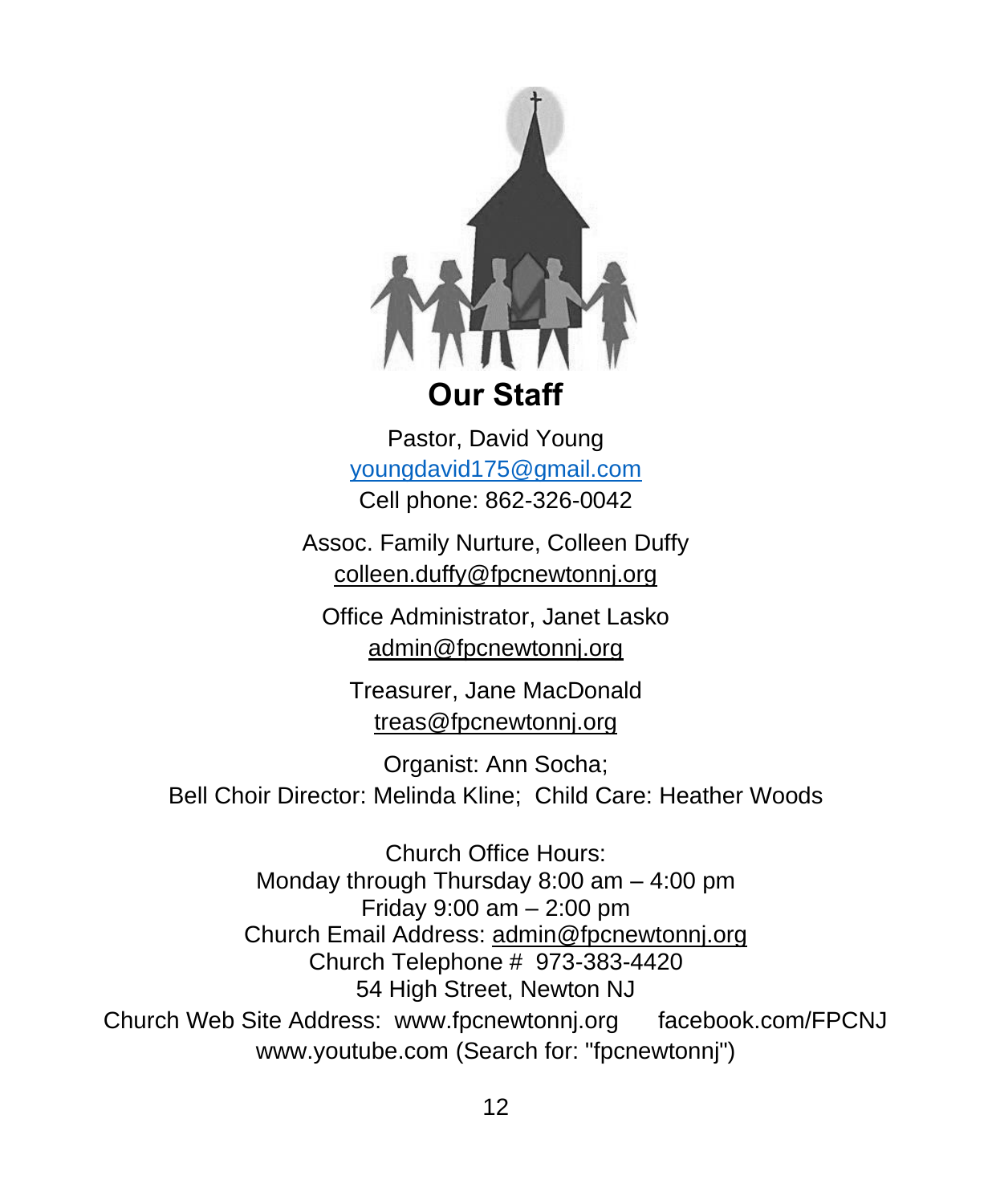## Our Staff

Pastor, David Young
youngdavid175@gmail.com
Cell phone: 862-326-0042

Assoc. Family Nurture, Colleen Duffy
colleen.duffy@fpcnewtonnj.org

Office Administrator, Janet Lasko
admin@fpcnewtonnj.org

Treasurer, Jane MacDonald
treas@fpcnewtonnj.org

Organist: Ann Socha;
Bell Choir Director: Melinda Kline; Child Care: Heather Woods

Church Office Hours:
Monday through Thursday 8:00 am – 4:00 pm
Friday 9:00 am – 2:00 pm
Church Email Address: admin@fpcnewtonnj.org
Church Telephone # 973-383-4420
54 High Street, Newton NJ
Church Web Site Address: www.fpcnewtonnj.org facebook.com/FPCNJ
www.youtube.com (Search for: "fpcnewtonnj")